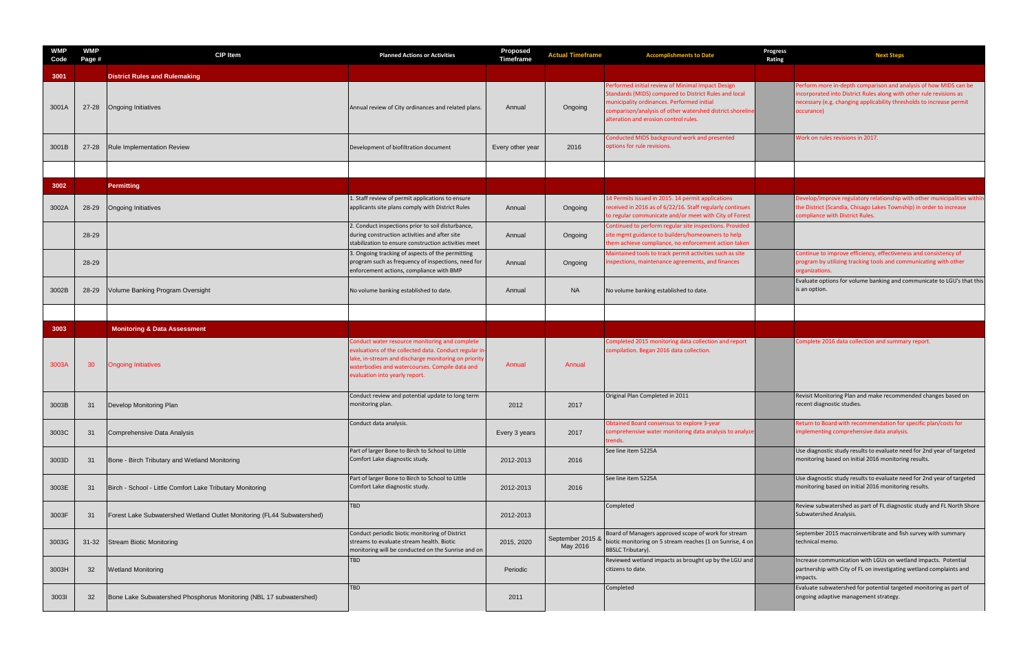| WMP Code | WMP Page # | CIP Item | Planned Actions or Activities | Proposed Timeframe | Actual Timeframe | Accomplishments to Date | Progress Rating | Next Steps |
|---|---|---|---|---|---|---|---|---|
| 3001 | | District Rules and Rulemaking | | | | | | |
| 3001A | 27-28 | Ongoing Initiatives | Annual review of City ordinances and related plans. | Annual | Ongoing | Performed initial review of Minimal Impact Design Standards (MIDS) compared to District Rules and local municipality ordinances. Performed initial comparison/analysis of other watershed district shoreline alteration and erosion control rules. | | Perform more in-depth comparison and analysis of how MIDS can be incorporated into District Rules along with other rule revisions as necessary (e.g. changing applicability thresholds to increase permit occurance) |
| 3001B | 27-28 | Rule Implementation Review | Development of biofiltration document | Every other year | 2016 | Conducted MIDS background work and presented options for rule revisions. | | Work on rules revisions in 2017. |
| | | | | | | | | |
| 3002 | | Permitting | | | | | | |
| 3002A | 28-29 | Ongoing Initiatives | 1. Staff review of permit applications to ensure applicants site plans comply with District Rules | Annual | Ongoing | 14 Permits issued in 2015. 14 permit applications received in 2016 as of 6/22/16. Staff regularly continues to regular communicate and/or meet with City of Forest | | Develop/improve regulatory relationship with other municipalities within the District (Scandia, Chisago Lakes Township) in order to increase compliance with District Rules. |
| | 28-29 | | 2. Conduct inspections prior to soil disturbance, during construction activities and after site stabilization to ensure construction activities meet | Annual | Ongoing | Continued to perform regular site inspections. Provided site mgmt guidance to builders/homeowners to help them achieve compliance, no enforcement action taken | | |
| | 28-29 | | 3. Ongoing tracking of aspects of the permitting program such as frequency of inspections, need for enforcement actions, compliance with BMP | Annual | Ongoing | Maintained tools to track permit activities such as site inspections, maintenance agreements, and finances | | Continue to improve efficiency, effectiveness and consistency of program by utilizing tracking tools and communicating with other organizations. |
| 3002B | 28-29 | Volume Banking Program Oversight | No volume banking established to date. | Annual | NA | No volume banking established to date. | | Evaluate options for volume banking and communicate to LGU's that this is an option. |
| | | | | | | | | |
| 3003 | | Monitoring & Data Assessment | | | | | | |
| 3003A | 30 | Ongoing Initiatives | Conduct water resource monitoring and complete evaluations of the collected data. Conduct regular in-lake, in-stream and discharge monitoring on priority waterbodies and watercourses. Compile data and evaluation into yearly report. | Annual | Annual | Completed 2015 monitoring data collection and report compilation. Began 2016 data collection. | | Complete 2016 data collection and summary report. |
| 3003B | 31 | Develop Monitoring Plan | Conduct review and potential update to long term monitoring plan. | 2012 | 2017 | Original Plan Completed in 2011 | | Revisit Monitoring Plan and make recommended changes based on recent diagnostic studies. |
| 3003C | 31 | Comprehensive Data Analysis | Conduct data analysis. | Every 3 years | 2017 | Obtained Board consensus to explore 3-year comprehensive water monitoring data analysis to analyze trends. | | Return to Board with recommendation for specific plan/costs for implementing comprehensive data analysis. |
| 3003D | 31 | Bone - Birch Tributary and Wetland Monitoring | Part of larger Bone to Birch to School to Little Comfort Lake diagnostic study. | 2012-2013 | 2016 | See line item 5225A | | Use diagnostic study results to evaluate need for 2nd year of targeted monitoring based on initial 2016 monitoring results. |
| 3003E | 31 | Birch - School - Little Comfort Lake Tributary Monitoring | Part of larger Bone to Birch to School to Little Comfort Lake diagnostic study. | 2012-2013 | 2016 | See line item 5225A | | Use diagnostic study results to evaluate need for 2nd year of targeted monitoring based on initial 2016 monitoring results. |
| 3003F | 31 | Forest Lake Subwatershed Wetland Outlet Monitoring (FL44 Subwatershed) | TBD | 2012-2013 | | Completed | | Review subwatershed as part of FL diagnostic study and FL North Shore Subwatershed Analysis. |
| 3003G | 31-32 | Stream Biotic Monitoring | Conduct periodic biotic monitoring of District streams to evaluate stream health. Biotic monitoring will be conducted on the Sunrise and on | 2015, 2020 | September 2015 & May 2016 | Board of Managers approved scope of work for stream biotic monitoring on 5 stream reaches (1 on Sunrise, 4 on BBSLC Tributary). | | September 2015 macroinvertibrate and fish survey with summary technical memo. |
| 3003H | 32 | Wetland Monitoring | TBD | Periodic | | Reviewed wetland impacts as brought up by the LGU and citizens to date. | | Increase communication with LGUs on wetland impacts. Potential partnership with City of FL on investigating wetland complaints and impacts. |
| 3003I | 32 | Bone Lake Subwatershed Phosphorus Monitoring (NBL 17 subwatershed) | TBD | 2011 | | Completed | | Evaluate subwatershed for potential targeted monitoring as part of ongoing adaptive management strategy. |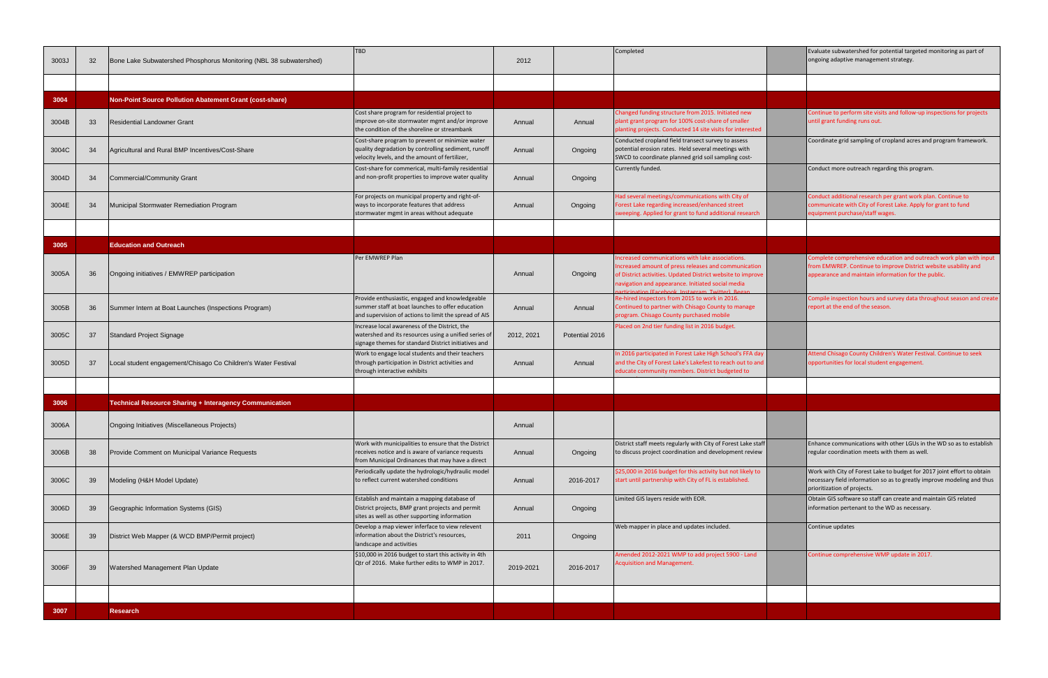| | | | | | | | | |
|---|---|---|---|---|---|---|---|---|
| 3003J | 32 | Bone Lake Subwatershed Phosphorus Monitoring (NBL 38 subwatershed) | TBD | 2012 | | Completed | | Evaluate subwatershed for potential targeted monitoring as part of ongoing adaptive management strategy. |
| | | | | | | | | |
| **3004** | | **Non-Point Source Pollution Abatement Grant (cost-share)** | | | | | | |
| 3004B | 33 | Residential Landowner Grant | Cost share program for residential project to improve on-site stormwater mgmt and/or improve the condition of the shoreline or streambank | Annual | Annual | Changed funding structure from 2015. Initiated new plant grant program for 100% cost-share of smaller planting projects. Conducted 14 site visits for interested | | Continue to perform site visits and follow-up inspections for projects until grant funding runs out. |
| 3004C | 34 | Agricultural and Rural BMP Incentives/Cost-Share | Cost-share program to prevent or minimize water quality degradation by controlling sediment, runoff velocity levels, and the amount of fertilizer, | Annual | Ongoing | Conducted cropland field transect survey to assess potential erosion rates. Held several meetings with SWCD to coordinate planned grid soil sampling cost- | | Coordinate grid sampling of cropland acres and program framework. |
| 3004D | 34 | Commercial/Community Grant | Cost-share for commerical, multi-family residential and non-profit properties to improve water quality | Annual | Ongoing | Currently funded. | | Conduct more outreach regarding this program. |
| 3004E | 34 | Municipal Stormwater Remediation Program | For projects on municipal property and right-of-ways to incorporate features that address stormwater mgmt in areas without adequate | Annual | Ongoing | Had several meetings/communications with City of Forest Lake regarding increased/enhanced street sweeping. Applied for grant to fund additional research | | Conduct additional research per grant work plan. Continue to communicate with City of Forest Lake. Apply for grant to fund equipment purchase/staff wages. |
| | | | | | | | | |
| **3005** | | **Education and Outreach** | | | | | | |
| 3005A | 36 | Ongoing initiatives / EMWREP participation | Per EMWREP Plan | Annual | Ongoing | Increased communications with lake associations. Increased amount of press releases and communication of District activities. Updated District website to improve navigation and appearance. Initiated social media participation (Facebook, Instagram, Twitter). Began | | Complete comprehensive education and outreach work plan with input from EMWREP. Continue to improve District website usability and appearance and maintain information for the public. |
| 3005B | 36 | Summer Intern at Boat Launches (Inspections Program) | Provide enthusiastic, engaged and knowledgeable summer staff at boat launches to offer education and supervision of actions to limit the spread of AIS | Annual | Annual | Re-hired inspectors from 2015 to work in 2016. Continued to partner with Chisago County to manage program. Chisago County purchased mobile | | Compile inspection hours and survey data throughout season and create report at the end of the season. |
| 3005C | 37 | Standard Project Signage | Increase local awareness of the District, the watershed and its resources using a unified series of signage themes for standard District initiatives and | 2012, 2021 | Potential 2016 | Placed on 2nd tier funding list in 2016 budget. | | |
| 3005D | 37 | Local student engagement/Chisago Co Children's Water Festival | Work to engage local students and their teachers through participation in District activities and through interactive exhibits | Annual | Annual | In 2016 participated in Forest Lake High School's FFA day and the City of Forest Lake's Lakefest to reach out to and educate community members. District budgeted to | | Attend Chisago County Children's Water Festival. Continue to seek opportunities for local student engagement. |
| | | | | | | | | |
| **3006** | | **Technical Resource Sharing + Interagency Communication** | | | | | | |
| 3006A | | Ongoing Initiatives (Miscellaneous Projects) | | Annual | | | | |
| 3006B | 38 | Provide Comment on Municipal Variance Requests | Work with municipalities to ensure that the District receives notice and is aware of variance requests from Municipal Ordinances that may have a direct | Annual | Ongoing | District staff meets regularly with City of Forest Lake staff to discuss project coordination and development review | | Enhance communications with other LGUs in the WD so as to establish regular coordination meets with them as well. |
| 3006C | 39 | Modeling (H&H Model Update) | Periodically update the hydrologic/hydraulic model to reflect current watershed conditions | Annual | 2016-2017 | $25,000 in 2016 budget for this activity but not likely to start until partnership with City of FL is established. | | Work with City of Forest Lake to budget for 2017 joint effort to obtain necessary field information so as to greatly improve modeling and thus prioritization of projects. |
| 3006D | 39 | Geographic Information Systems (GIS) | Establish and maintain a mapping database of District projects, BMP grant projects and permit sites as well as other supporting information | Annual | Ongoing | Limited GIS layers reside with EOR. | | Obtain GIS software so staff can create and maintain GIS related information pertenant to the WD as necessary. |
| 3006E | 39 | District Web Mapper (& WCD BMP/Permit project) | Develop a map viewer interface to view relevent information about the District's resources, landscape and activities | 2011 | Ongoing | Web mapper in place and updates included. | | Continue updates |
| 3006F | 39 | Watershed Management Plan Update | $10,000 in 2016 budget to start this activity in 4th Qtr of 2016. Make further edits to WMP in 2017. | 2019-2021 | 2016-2017 | Amended 2012-2021 WMP to add project 5900 - Land Acquisition and Management. | | Continue comprehensive WMP update in 2017. |
| | | | | | | | | |
| **3007** | | **Research** | | | | | | |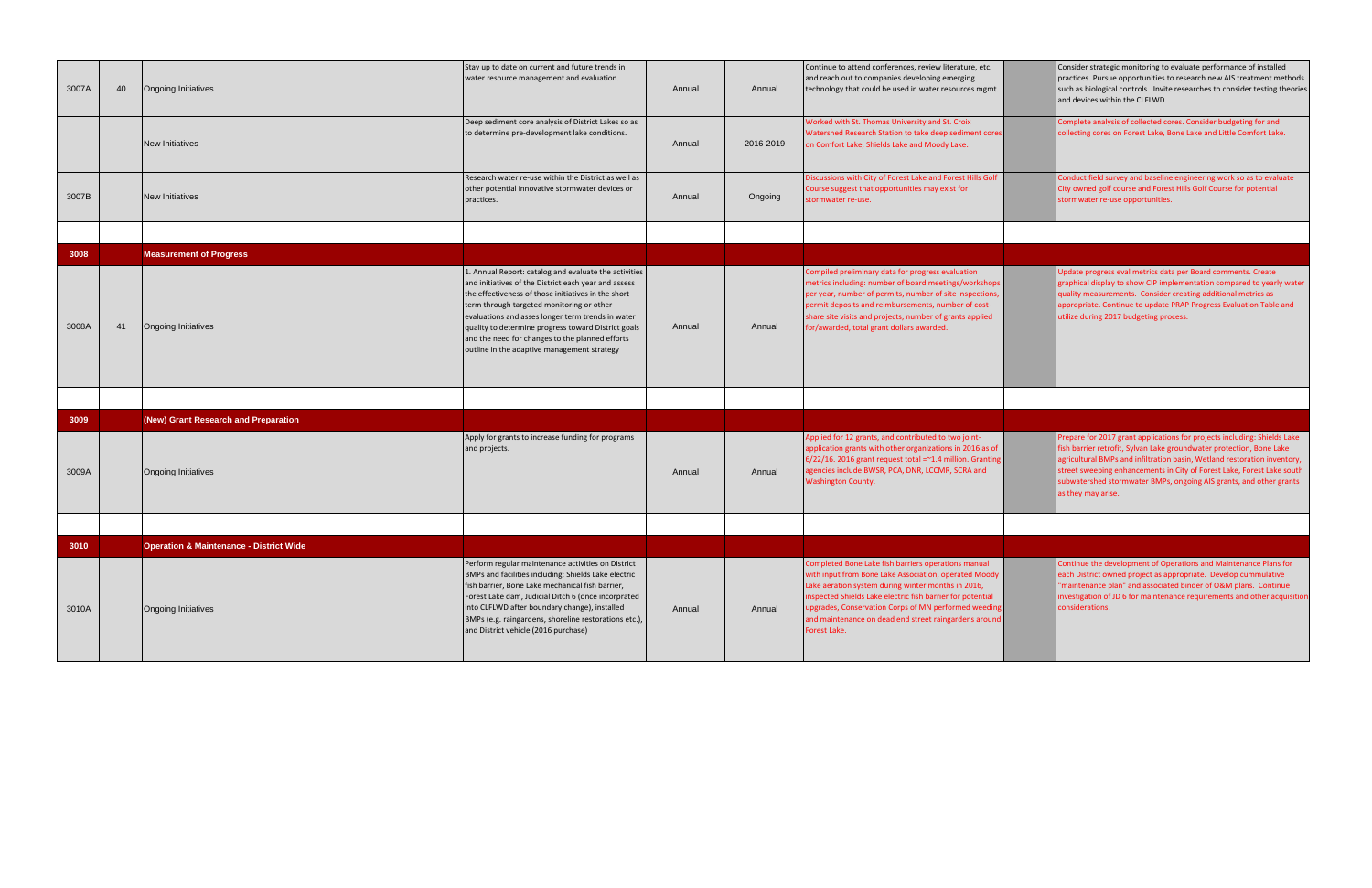| | | | | | | | | |
|---|---|---|---|---|---|---|---|---|
| 3007A | 40 | Ongoing Initiatives | Stay up to date on current and future trends in water resource management and evaluation. | Annual | Annual | Continue to attend conferences, review literature, etc. and reach out to companies developing emerging technology that could be used in water resources mgmt. | | Consider strategic monitoring to evaluate performance of installed practices. Pursue opportunities to research new AIS treatment methods such as biological controls. Invite researches to consider testing theories and devices within the CLFLWD. |
| | | New Initiatives | Deep sediment core analysis of District Lakes so as to determine pre-development lake conditions. | Annual | 2016-2019 | Worked with St. Thomas University and St. Croix Watershed Research Station to take deep sediment cores on Comfort Lake, Shields Lake and Moody Lake. | | Complete analysis of collected cores. Consider budgeting for and collecting cores on Forest Lake, Bone Lake and Little Comfort Lake. |
| 3007B | | New Initiatives | Research water re-use within the District as well as other potential innovative stormwater devices or practices. | Annual | Ongoing | Discussions with City of Forest Lake and Forest Hills Golf Course suggest that opportunities may exist for stormwater re-use. | | Conduct field survey and baseline engineering work so as to evaluate City owned golf course and Forest Hills Golf Course for potential stormwater re-use opportunities. |
| | | | | | | | | |
| **3008** | | **Measurement of Progress** | | | | | | |
| 3008A | 41 | Ongoing Initiatives | 1. Annual Report: catalog and evaluate the activities and initiatives of the District each year and assess the effectiveness of those initiatives in the short term through targeted monitoring or other evaluations and asses longer term trends in water quality to determine progress toward District goals and the need for changes to the planned efforts outline in the adaptive management strategy | Annual | Annual | Compiled preliminary data for progress evaluation metrics including: number of board meetings/workshops per year, number of permits, number of site inspections, permit deposits and reimbursements, number of cost-share site visits and projects, number of grants applied for/awarded, total grant dollars awarded. | | Update progress eval metrics data per Board comments. Create graphical display to show CIP implementation compared to yearly water quality measurements. Consider creating additional metrics as appropriate. Continue to update PRAP Progress Evaluation Table and utilize during 2017 budgeting process. |
| | | | | | | | | |
| **3009** | | **(New) Grant Research and Preparation** | | | | | | |
| 3009A | | Ongoing Initiatives | Apply for grants to increase funding for programs and projects. | Annual | Annual | Applied for 12 grants, and contributed to two joint-application grants with other organizations in 2016 as of 6/22/16. 2016 grant request total =~1.4 million. Granting agencies include BWSR, PCA, DNR, LCCMR, SCRA and Washington County. | | Prepare for 2017 grant applications for projects including: Shields Lake fish barrier retrofit, Sylvan Lake groundwater protection, Bone Lake agricultural BMPs and infiltration basin, Wetland restoration inventory, street sweeping enhancements in City of Forest Lake, Forest Lake south subwatershed stormwater BMPs, ongoing AIS grants, and other grants as they may arise. |
| | | | | | | | | |
| **3010** | | **Operation & Maintenance - District Wide** | | | | | | |
| 3010A | | Ongoing Initiatives | Perform regular maintenance activities on District BMPs and facilities including: Shields Lake electric fish barrier, Bone Lake mechanical fish barrier, Forest Lake dam, Judicial Ditch 6 (once incorprated into CLFLWD after boundary change), installed BMPs (e.g. raingardens, shoreline restorations etc.), and District vehicle (2016 purchase) | Annual | Annual | Completed Bone Lake fish barriers operations manual with input from Bone Lake Association, operated Moody Lake aeration system during winter months in 2016, inspected Shields Lake electric fish barrier for potential upgrades, Conservation Corps of MN performed weeding and maintenance on dead end street raingardens around Forest Lake. | | Continue the development of Operations and Maintenance Plans for each District owned project as appropriate. Develop cummulative "maintenance plan" and associated binder of O&M plans. Continue investigation of JD 6 for maintenance requirements and other acquisition considerations. |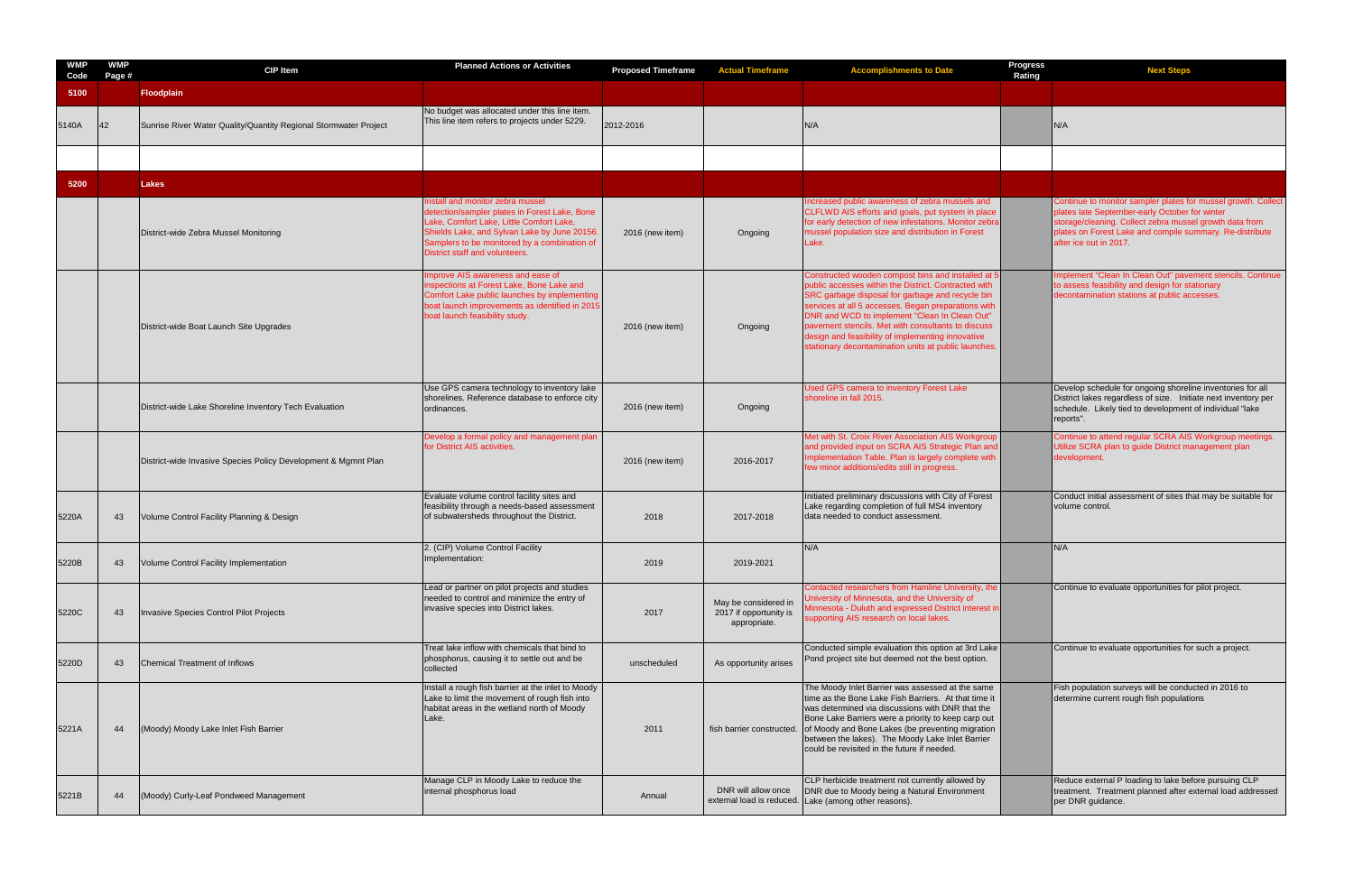| WMP Code | WMP Page # | CIP Item | Planned Actions or Activities | Proposed Timeframe | Actual Timeframe | Accomplishments to Date | Progress Rating | Next Steps |
|---|---|---|---|---|---|---|---|---|
| 5100 | | Floodplain | | | | | | |
| 5140A | 42 | Sunrise River Water Quality/Quantity Regional Stormwater Project | No budget was allocated under this line item. This line item refers to projects under 5229. | 2012-2016 | | N/A | | N/A |
| | | | | | | | | |
| 5200 | | Lakes | | | | | | |
| | | District-wide Zebra Mussel Monitoring | Install and monitor zebra mussel detection/sampler plates in Forest Lake, Bone Lake, Comfort Lake, Little Comfort Lake, Shields Lake, and Sylvan Lake by June 20156. Samplers to be monitored by a combination of District staff and volunteers. | 2016 (new item) | Ongoing | Increased public awareness of zebra mussels and CLFLWD AIS efforts and goals, put system in place for early detection of new infestations. Monitor zebra mussel population size and distribution in Forest Lake. | | Continue to monitor sampler plates for mussel growth. Collect plates late September-early October for winter storage/cleaning. Collect zebra mussel growth data from plates on Forest Lake and compile summary. Re-distribute after ice out in 2017. |
| | | District-wide Boat Launch Site Upgrades | Improve AIS awareness and ease of inspections at Forest Lake, Bone Lake and Comfort Lake public launches by implementing boat launch improvements as identified in 2015 boat launch feasibility study. | 2016 (new item) | Ongoing | Constructed wooden compost bins and installed at 5 public accesses within the District. Contracted with SRC garbage disposal for garbage and recycle bin services at all 5 accesses. Began preparations with DNR and WCD to implement "Clean In Clean Out" pavement stencils. Met with consultants to discuss design and feasibility of implementing innovative stationary decontamination units at public launches. | | Implement "Clean In Clean Out" pavement stencils. Continue to assess feasibility and design for stationary decontamination stations at public accesses. |
| | | District-wide Lake Shoreline Inventory Tech Evaluation | Use GPS camera technology to inventory lake shorelines. Reference database to enforce city ordinances. | 2016 (new item) | Ongoing | Used GPS camera to inventory Forest Lake shoreline in fall 2015. | | Develop schedule for ongoing shoreline inventories for all District lakes regardless of size. Initiate next inventory per schedule. Likely tied to development of individual "lake reports". |
| | | District-wide Invasive Species Policy Development & Mgmnt Plan | Develop a formal policy and management plan for District AIS activities. | 2016 (new item) | 2016-2017 | Met with St. Croix River Association AIS Workgroup and provided input on SCRA AIS Strategic Plan and Implementation Table. Plan is largely complete with few minor additions/edits still in progress. | | Continue to attend regular SCRA AIS Workgroup meetings. Utilize SCRA plan to guide District management plan development. |
| 5220A | 43 | Volume Control Facility Planning & Design | Evaluate volume control facility sites and feasibility through a needs-based assessment of subwatersheds throughout the District. | 2018 | 2017-2018 | Initiated preliminary discussions with City of Forest Lake regarding completion of full MS4 inventory data needed to conduct assessment. | | Conduct initial assessment of sites that may be suitable for volume control. |
| 5220B | 43 | Volume Control Facility Implementation | 2. (CIP) Volume Control Facility Implementation: | 2019 | 2019-2021 | N/A | | N/A |
| 5220C | 43 | Invasive Species Control Pilot Projects | Lead or partner on pilot projects and studies needed to control and minimize the entry of invasive species into District lakes. | 2017 | May be considered in 2017 if opportunity is appropriate. | Contacted researchers from Hamline University, the University of Minnesota, and the University of Minnesota - Duluth and expressed District interest in supporting AIS research on local lakes. | | Continue to evaluate opportunities for pilot project. |
| 5220D | 43 | Chemical Treatment of Inflows | Treat lake inflow with chemicals that bind to phosphorus, causing it to settle out and be collected | unscheduled | As opportunity arises | Conducted simple evaluation this option at 3rd Lake Pond project site but deemed not the best option. | | Continue to evaluate opportunities for such a project. |
| 5221A | 44 | (Moody) Moody Lake Inlet Fish Barrier | Install a rough fish barrier at the inlet to Moody Lake to limit the movement of rough fish into habitat areas in the wetland north of Moody Lake. | 2011 | fish barrier constructed. | The Moody Inlet Barrier was assessed at the same time as the Bone Lake Fish Barriers. At that time it was determined via discussions with DNR that the Bone Lake Barriers were a priority to keep carp out of Moody and Bone Lakes (be preventing migration between the lakes). The Moody Lake Inlet Barrier could be revisited in the future if needed. | | Fish population surveys will be conducted in 2016 to determine current rough fish populations |
| 5221B | 44 | (Moody) Curly-Leaf Pondweed Management | Manage CLP in Moody Lake to reduce the internal phosphorus load | Annual | DNR will allow once external load is reduced. | CLP herbicide treatment not currently allowed by DNR due to Moody being a Natural Environment Lake (among other reasons). | | Reduce external P loading to lake before pursuing CLP treatment. Treatment planned after external load addressed per DNR guidance. |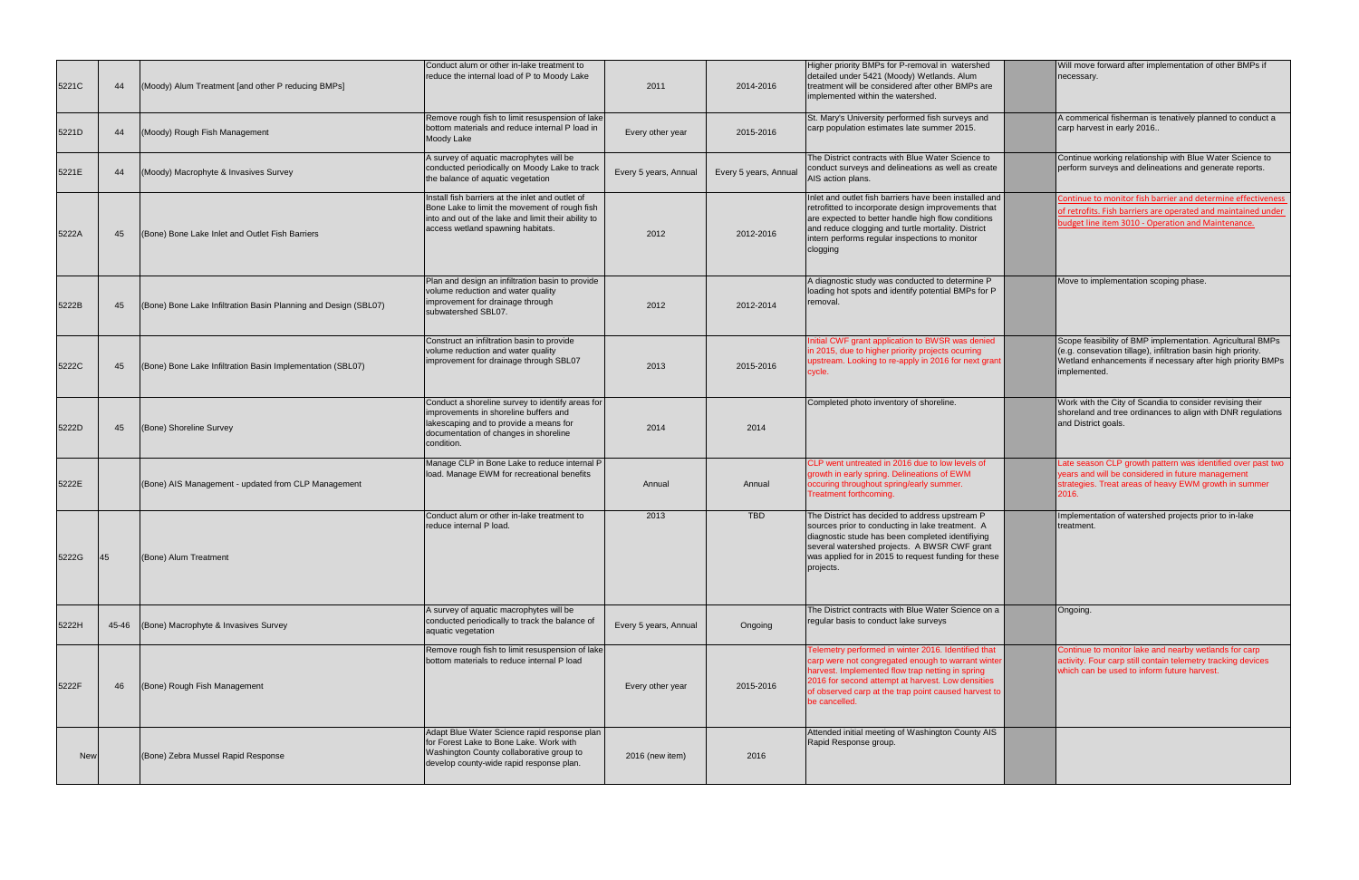| 5221C | 44 | (Moody) Alum Treatment [and other P reducing BMPs] | Conduct alum or other in-lake treatment to reduce the internal load of P to Moody Lake | 2011 | 2014-2016 | Higher priority BMPs for P-removal in watershed detailed under 5421 (Moody) Wetlands. Alum treatment will be considered after other BMPs are implemented within the watershed. | | Will move forward after implementation of other BMPs if necessary. |
|---|---|---|---|---|---|---|---|---|
| 5221D | 44 | (Moody) Rough Fish Management | Remove rough fish to limit resuspension of lake bottom materials and reduce internal P load in Moody Lake | Every other year | 2015-2016 | St. Mary's University performed fish surveys and carp population estimates late summer 2015. | | A commerical fisherman is tenatively planned to conduct a carp harvest in early 2016.. |
| 5221E | 44 | (Moody) Macrophyte & Invasives Survey | A survey of aquatic macrophytes will be conducted periodically on Moody Lake to track the balance of aquatic vegetation | Every 5 years, Annual | Every 5 years, Annual | The District contracts with Blue Water Science to conduct surveys and delineations as well as create AIS action plans. | | Continue working relationship with Blue Water Science to perform surveys and delineations and generate reports. |
| 5222A | 45 | (Bone) Bone Lake Inlet and Outlet Fish Barriers | Install fish barriers at the inlet and outlet of Bone Lake to limit the movement of rough fish into and out of the lake and limit their ability to access wetland spawning habitats. | 2012 | 2012-2016 | Inlet and outlet fish barriers have been installed and retrofitted to incorporate design improvements that are expected to better handle high flow conditions and reduce clogging and turtle mortality. District intern performs regular inspections to monitor clogging | | Continue to monitor fish barrier and determine effectiveness of retrofits. Fish barriers are operated and maintained under budget line item 3010 - Operation and Maintenance. |
| 5222B | 45 | (Bone) Bone Lake Infiltration Basin Planning and Design (SBL07) | Plan and design an infiltration basin to provide volume reduction and water quality improvement for drainage through subwatershed SBL07. | 2012 | 2012-2014 | A diagnostic study was conducted to determine P loading hot spots and identify potential BMPs for P removal. | | Move to implementation scoping phase. |
| 5222C | 45 | (Bone) Bone Lake Infiltration Basin Implementation (SBL07) | Construct an infiltration basin to provide volume reduction and water quality improvement for drainage through SBL07 | 2013 | 2015-2016 | Initial CWF grant application to BWSR was denied in 2015, due to higher priority projects ocurring upstream. Looking to re-apply in 2016 for next grant cycle. | | Scope feasibility of BMP implementation. Agricultural BMPs (e.g. consevation tillage), infiltration basin high priority. Wetland enhancements if necessary after high priority BMPs implemented. |
| 5222D | 45 | (Bone) Shoreline Survey | Conduct a shoreline survey to identify areas for improvements in shoreline buffers and lakescaping and to provide a means for documentation of changes in shoreline condition. | 2014 | 2014 | Completed photo inventory of shoreline. | | Work with the City of Scandia to consider revising their shoreland and tree ordinances to align with DNR regulations and District goals. |
| 5222E | | (Bone) AIS Management - updated from CLP Management | Manage CLP in Bone Lake to reduce internal P load. Manage EWM for recreational benefits | Annual | Annual | CLP went untreated in 2016 due to low levels of growth in early spring. Delineations of EWM occuring throughout spring/early summer. Treatment forthcoming. | | Late season CLP growth pattern was identified over past two years and will be considered in future management strategies. Treat areas of heavy EWM growth in summer 2016. |
| 5222G | 45 | (Bone) Alum Treatment | Conduct alum or other in-lake treatment to reduce internal P load. | 2013 | TBD | The District has decided to address upstream P sources prior to conducting in lake treatment. A diagnostic stude has been completed identifiying several watershed projects. A BWSR CWF grant was applied for in 2015 to request funding for these projects. | | Implementation of watershed projects prior to in-lake treatment. |
| 5222H | 45-46 | (Bone) Macrophyte & Invasives Survey | A survey of aquatic macrophytes will be conducted periodically to track the balance of aquatic vegetation | Every 5 years, Annual | Ongoing | The District contracts with Blue Water Science on a regular basis to conduct lake surveys | | Ongoing. |
| 5222F | 46 | (Bone) Rough Fish Management | Remove rough fish to limit resuspension of lake bottom materials to reduce internal P load | Every other year | 2015-2016 | Telemetry performed in winter 2016. Identified that carp were not congregated enough to warrant winter harvest. Implemented flow trap netting in spring 2016 for second attempt at harvest. Low densities of observed carp at the trap point caused harvest to be cancelled. | | Continue to monitor lake and nearby wetlands for carp activity. Four carp still contain telemetry tracking devices which can be used to inform future harvest. |
| New | | (Bone) Zebra Mussel Rapid Response | Adapt Blue Water Science rapid response plan for Forest Lake to Bone Lake. Work with Washington County collaborative group to develop county-wide rapid response plan. | 2016 (new item) | 2016 | Attended initial meeting of Washington County AIS Rapid Response group. | | |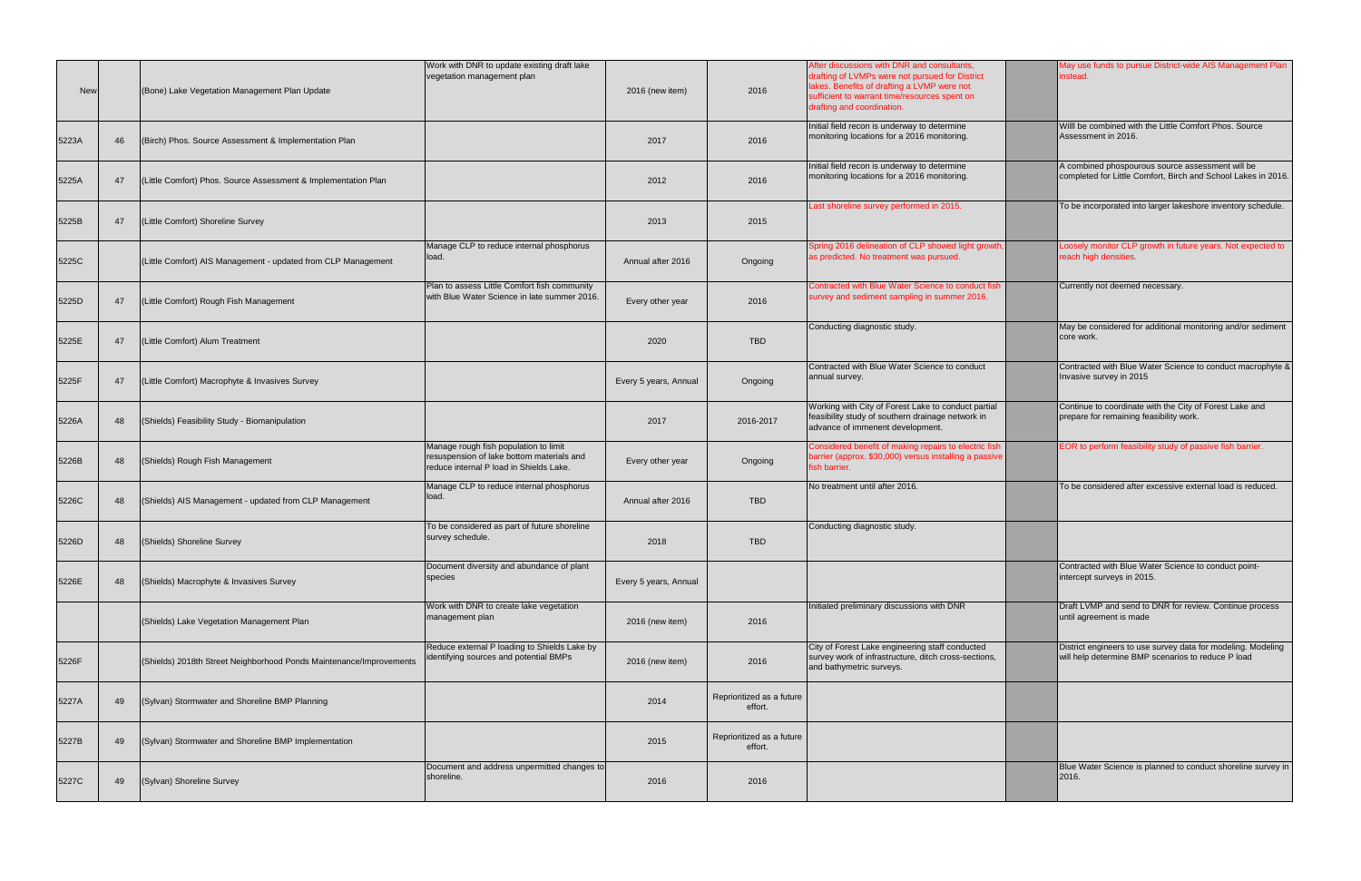| New | | (Bone) Lake Vegetation Management Plan Update | Work with DNR to update existing draft lake vegetation management plan | 2016 (new item) | 2016 | After discussions with DNR and consultants, drafting of LVMPs were not pursued for District lakes. Benefits of drafting a LVMP were not sufficient to warrant time/resources spent on drafting and coordination. | | May use funds to pursue District-wide AIS Management Plan instead. |
|---|---|---|---|---|---|---|---|---|
| 5223A | 46 | (Birch) Phos. Source Assessment & Implementation Plan | | 2017 | 2016 | Initial field recon is underway to determine monitoring locations for a 2016 monitoring. | | Willl be combined with the Little Comfort Phos. Source Assessment in 2016. |
| 5225A | 47 | (Little Comfort) Phos. Source Assessment & Implementation Plan | | 2012 | 2016 | Initial field recon is underway to determine monitoring locations for a 2016 monitoring. | | A combined phospourous source assessment will be completed for Little Comfort, Birch and School Lakes in 2016. |
| 5225B | 47 | (Little Comfort) Shoreline Survey | | 2013 | 2015 | Last shoreline survey performed in 2015. | | To be incorporated into larger lakeshore inventory schedule. |
| 5225C | | (Little Comfort) AIS Management - updated from CLP Management | Manage CLP to reduce internal phosphorus load. | Annual after 2016 | Ongoing | Spring 2016 delineation of CLP showed light growth, as predicted. No treatment was pursued. | | Loosely monitor CLP growth in future years. Not expected to reach high densities. |
| 5225D | 47 | (Little Comfort) Rough Fish Management | Plan to assess Little Comfort fish community with Blue Water Science in late summer 2016. | Every other year | 2016 | Contracted with Blue Water Science to conduct fish survey and sediment sampling in summer 2016. | | Currently not deemed necessary. |
| 5225E | 47 | (Little Comfort) Alum Treatment | | 2020 | TBD | Conducting diagnostic study. | | May be considered for additional monitoring and/or sediment core work. |
| 5225F | 47 | (Little Comfort) Macrophyte & Invasives Survey | | Every 5 years, Annual | Ongoing | Contracted with Blue Water Science to conduct annual survey. | | Contracted with Blue Water Science to conduct macrophyte & Invasive survey in 2015 |
| 5226A | 48 | (Shields) Feasibility Study - Biomanipulation | | 2017 | 2016-2017 | Working with City of Forest Lake to conduct partial feasibility study of southern drainage network in advance of immenent development. | | Continue to coordinate with the City of Forest Lake and prepare for remaining feasibility work. |
| 5226B | 48 | (Shields) Rough Fish Management | Manage rough fish population to limit resuspension of lake bottom materials and reduce internal P load in Shields Lake. | Every other year | Ongoing | Considered benefit of making repairs to electric fish barrier (approx. $30,000) versus installing a passive fish barrier. | | EOR to perform feasibility study of passive fish barrier. |
| 5226C | 48 | (Shields) AIS Management - updated from CLP Management | Manage CLP to reduce internal phosphorus load. | Annual after 2016 | TBD | No treatment until after 2016. | | To be considered after excessive external load is reduced. |
| 5226D | 48 | (Shields) Shoreline Survey | To be considered as part of future shoreline survey schedule. | 2018 | TBD | Conducting diagnostic study. | | |
| 5226E | 48 | (Shields) Macrophyte & Invasives Survey | Document diversity and abundance of plant species | Every 5 years, Annual | | | | Contracted with Blue Water Science to conduct point-intercept surveys in 2015. |
| | | (Shields) Lake Vegetation Management Plan | Work with DNR to create lake vegetation management plan | 2016 (new item) | 2016 | Initiated preliminary discussions with DNR | | Draft LVMP and send to DNR for review. Continue process until agreement is made |
| 5226F | | (Shields) 2018th Street Neighborhood Ponds Maintenance/Improvements | Reduce external P loading to Shields Lake by identifying sources and potential BMPs | 2016 (new item) | 2016 | City of Forest Lake engineering staff conducted survey work of infrastructure, ditch cross-sections, and bathymetric surveys. | | District engineers to use survey data for modeling. Modeling will help determine BMP scenarios to reduce P load |
| 5227A | 49 | (Sylvan) Stormwater and Shoreline BMP Planning | | 2014 | Reprioritized as a future effort. | | | |
| 5227B | 49 | (Sylvan) Stormwater and Shoreline BMP Implementation | | 2015 | Reprioritized as a future effort. | | | |
| 5227C | 49 | (Sylvan) Shoreline Survey | Document and address unpermitted changes to shoreline. | 2016 | 2016 | | | Blue Water Science is planned to conduct shoreline survey in 2016. |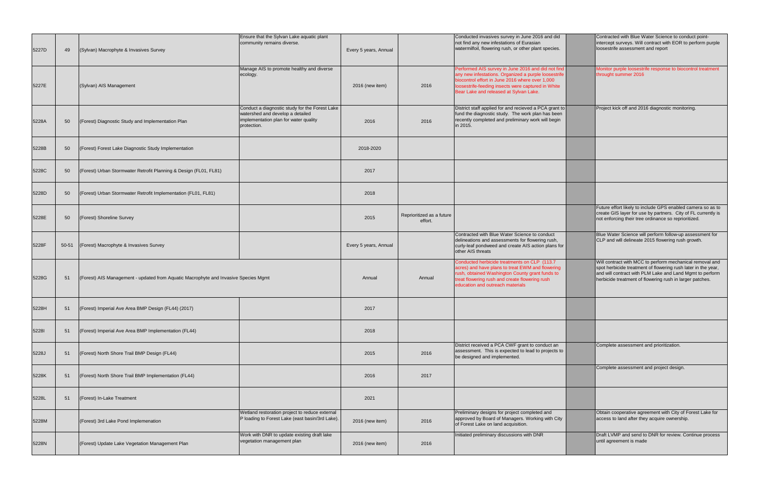| | | | | | | | | |
|---|---|---|---|---|---|---|---|---|
| 5227D | 49 | (Sylvan) Macrophyte & Invasives Survey | Ensure that the Sylvan Lake aquatic plant community remains diverse. | Every 5 years, Annual | | Conducted invasives survey in June 2016 and did not find any new infestations of Eurasian watermilfoil, flowering rush, or other plant species. | | Contracted with Blue Water Science to conduct point-intercept surveys. Will contract with EOR to perform purple loosestrife assessment and report |
| 5227E | | (Sylvan) AIS Management | Manage AIS to promote healthy and diverse ecology. | 2016 (new item) | 2016 | Performed AIS survey in June 2016 and did not find any new infestations. Organized a purple loosestrife biocontrol effort in June 2016 where over 1,000 loosestrife-feeding insects were captured in White Bear Lake and released at Sylvan Lake. | | Monitor purple loosestrife response to biocontrol treatment throught summer 2016 |
| 5228A | 50 | (Forest) Diagnostic Study and Implementation Plan | Conduct a diagnostic study for the Forest Lake watershed and develop a detailed implementation plan for water quality protection. | 2016 | 2016 | District staff applied for and recieved a PCA grant to fund the diagnostic study. The work plan has been recently completed and preliminary work will begin in 2015. | | Project kick off and 2016 diagnostic monitoring. |
| 5228B | 50 | (Forest) Forest Lake Diagnostic Study Implementation | | 2018-2020 | | | | |
| 5228C | 50 | (Forest) Urban Stormwater Retrofit Planning & Design (FL01, FL81) | | 2017 | | | | |
| 5228D | 50 | (Forest) Urban Stormwater Retrofit Implementation (FL01, FL81) | | 2018 | | | | |
| 5228E | 50 | (Forest) Shoreline Survey | | 2015 | Reprioritized as a future effort. | | | Future effort likely to include GPS enabled camera so as to create GIS layer for use by partners. City of FL currently is not enforcing their tree ordinance so reprioritized. |
| 5228F | 50-51 | (Forest) Macrophyte & Invasives Survey | | Every 5 years, Annual | | Contracted with Blue Water Science to conduct delineations and assessments for flowering rush, curly-leaf pondweed and create AIS action plans for other AIS threats | | Blue Water Science will perform follow-up assessment for CLP and will delineate 2015 flowering rush growth. |
| 5228G | 51 | (Forest) AIS Management - updated from Aquatic Macrophyte and Invasive Species Mgmt | | Annual | Annual | Conducted herbicide treatments on CLP (113.7 acres) and have plans to treat EWM and flowering rush, obtained Washington County grant funds to treat flowering rush and create flowering rush education and outreach materials | | Will contract with MCC to perform mechanical removal and spot herbicide treatment of flowering rush later in the year, and will contract with PLM Lake and Land Mgmt to perform herbicide treatment of flowering rush in larger patches. |
| 5228H | 51 | (Forest) Imperial Ave Area BMP Design (FL44) (2017) | | 2017 | | | | |
| 5228I | 51 | (Forest) Imperial Ave Area BMP Implementation (FL44) | | 2018 | | | | |
| 5228J | 51 | (Forest) North Shore Trail BMP Design (FL44) | | 2015 | 2016 | District received a PCA CWF grant to conduct an assessment. This is expected to lead to projects to be designed and implemented. | | Complete assessment and prioritization. |
| 5228K | 51 | (Forest) North Shore Trail BMP Implementation (FL44) | | 2016 | 2017 | | | Complete assessment and project design. |
| 5228L | 51 | (Forest) In-Lake Treatment | | 2021 | | | | |
| 5228M | | (Forest) 3rd Lake Pond Implemenation | Wetland restoration project to reduce external P loading to Forest Lake (east basin/3rd Lake). | 2016 (new item) | 2016 | Preliminary designs for project completed and approved by Board of Managers. Working with City of Forest Lake on land acquisition. | | Obtain cooperative agreement with City of Forest Lake for access to land after they acquire ownership. |
| 5228N | | (Forest) Update Lake Vegetation Management Plan | Work with DNR to update existing draft lake vegetation management plan | 2016 (new item) | 2016 | Initiated preliminary discussions with DNR | | Draft LVMP and send to DNR for review. Continue process until agreement is made |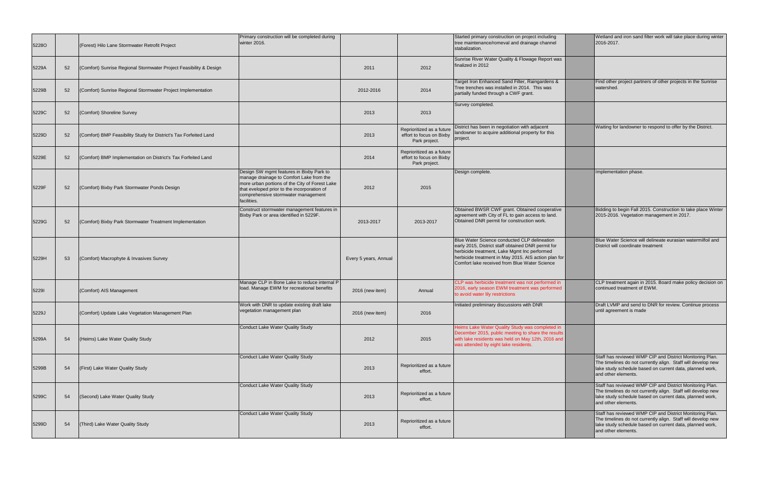| | | | | | | | | |
|---|---|---|---|---|---|---|---|---|
| 5228O | | (Forest) Hilo Lane Stormwater Retrofit Project | Primary construction will be completed during winter 2016. | | | Started primary construction on project including tree maintenance/romeval and drainage channel stabalization. | | Wetland and iron sand filter work will take place during winter 2016-2017. |
| 5229A | 52 | (Comfort) Sunrise Regional Stormwater Project Feasibility & Design | | 2011 | 2012 | Sunrise River Water Quality & Flowage Report was finalized in 2012 | | |
| 5229B | 52 | (Comfort) Sunrise Regional Stormwater Project Implementation | | 2012-2016 | 2014 | Target Iron Enhanced Sand Filter, Raingardens & Tree trenches was installed in 2014. This was partially funded through a CWF grant. | | Find other project partners of other projects in the Sunrise watershed. |
| 5229C | 52 | (Comfort) Shoreline Survey | | 2013 | 2013 | Survey completed. | | |
| 5229D | 52 | (Comfort) BMP Feasibility Study for District's Tax Forfeited Land | | 2013 | Reprioritized as a future effort to focus on Bixby Park project. | District has been in negotiation with adjacent landowner to acquire additional property for this project. | | Waiting for landowner to respond to offer by the District. |
| 5229E | 52 | (Comfort) BMP Implementation on District's Tax Forfeited Land | | 2014 | Reprioritized as a future effort to focus on Bixby Park project. | | | |
| 5229F | 52 | (Comfort) Bixby Park Stormwater Ponds Design | Design SW mgmt features in Bixby Park to manage drainage to Comfort Lake from the more urban portions of the City of Forest Lake that eveloped prior to the incorporation of comprehensive stormwater management facilities. | 2012 | 2015 | Design complete. | | Implementation phase. |
| 5229G | 52 | (Comfort) Bixby Park Stormwater Treatment Implementation | Construct stormwater management features in Bixby Park or area identified in 5229F. | 2013-2017 | 2013-2017 | Obtained BWSR CWF grant. Obtained cooperative agreement with City of FL to gain access to land. Obtained DNR permit for construction work. | | Bidding to begin Fall 2015. Construction to take place Winter 2015-2016. Vegetation management in 2017. |
| 5229H | 53 | (Comfort) Macrophyte & Invasives Survey | | Every 5 years, Annual | | Blue Water Science conducted CLP delineation early 2015, District staff obtained DNR permit for herbicide treatment, Lake Mgmt Inc performed herbicide treatment in May 2015. AIS action plan for Comfort lake received from Blue Water Science | | Blue Water Science will delineate eurasian watermilfoil and District will coordinate treatment |
| 5229I | | (Comfort) AIS Management | Manage CLP in Bone Lake to reduce internal P load. Manage EWM for recreational benefits | 2016 (new item) | Annual | CLP was herbicide treatment was not performed in 2016, early season EWM treatment was performed to avoid water lily restrictions | | CLP treatment again in 2015. Board make policy decision on continued treatment of EWM. |
| 5229J | | (Comfort) Update Lake Vegetation Management Plan | Work with DNR to update existing draft lake vegetation management plan | 2016 (new item) | 2016 | Initiated preliminary discussions with DNR | | Draft LVMP and send to DNR for review. Continue process until agreement is made |
| 5299A | 54 | (Heims) Lake Water Quality Study | Conduct Lake Water Quality Study | 2012 | 2015 | Heims Lake Water Quality Study was completed in December 2015, public meeting to share the results with lake residents was held on May 12th, 2016 and was attended by eight lake residents. | | |
| 5299B | 54 | (First) Lake Water Quality Study | Conduct Lake Water Quality Study | 2013 | Reprioritized as a future effort. | | | Staff has reviewed WMP CIP and District Monitoring Plan. The timelines do not currently align. Staff will develop new lake study schedule based on current data, planned work, and other elements. |
| 5299C | 54 | (Second) Lake Water Quality Study | Conduct Lake Water Quality Study | 2013 | Reprioritized as a future effort. | | | Staff has reviewed WMP CIP and District Monitoring Plan. The timelines do not currently align. Staff will develop new lake study schedule based on current data, planned work, and other elements. |
| 5299D | 54 | (Third) Lake Water Quality Study | Conduct Lake Water Quality Study | 2013 | Reprioritized as a future effort. | | | Staff has reviewed WMP CIP and District Monitoring Plan. The timelines do not currently align. Staff will develop new lake study schedule based on current data, planned work, and other elements. |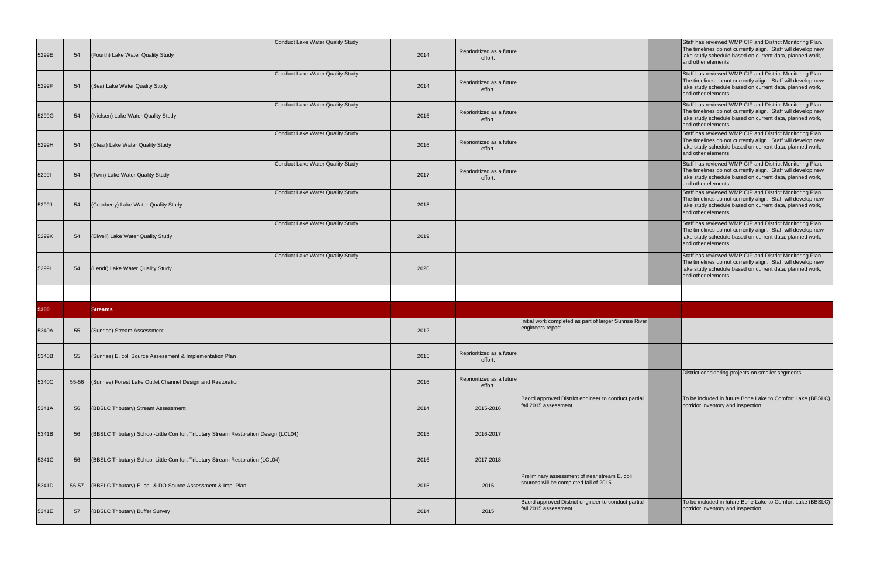|  |  |  |  |  |  |  |  |  |
|---|---|---|---|---|---|---|---|---|
| 5299E | 54 | (Fourth) Lake Water Quality Study | Conduct Lake Water Quality Study | 2014 | Reprioritized as a future effort. |  |  | Staff has reviewed WMP CIP and District Monitoring Plan. The timelines do not currently align. Staff will develop new lake study schedule based on current data, planned work, and other elements. |
| 5299F | 54 | (Sea) Lake Water Quality Study | Conduct Lake Water Quality Study | 2014 | Reprioritized as a future effort. |  |  | Staff has reviewed WMP CIP and District Monitoring Plan. The timelines do not currently align. Staff will develop new lake study schedule based on current data, planned work, and other elements. |
| 5299G | 54 | (Nielsen) Lake Water Quality Study | Conduct Lake Water Quality Study | 2015 | Reprioritized as a future effort. |  |  | Staff has reviewed WMP CIP and District Monitoring Plan. The timelines do not currently align. Staff will develop new lake study schedule based on current data, planned work, and other elements. |
| 5299H | 54 | (Clear) Lake Water Quality Study | Conduct Lake Water Quality Study | 2016 | Reprioritized as a future effort. |  |  | Staff has reviewed WMP CIP and District Monitoring Plan. The timelines do not currently align. Staff will develop new lake study schedule based on current data, planned work, and other elements. |
| 5299I | 54 | (Twin) Lake Water Quality Study | Conduct Lake Water Quality Study | 2017 | Reprioritized as a future effort. |  |  | Staff has reviewed WMP CIP and District Monitoring Plan. The timelines do not currently align. Staff will develop new lake study schedule based on current data, planned work, and other elements. |
| 5299J | 54 | (Cranberry) Lake Water Quality Study | Conduct Lake Water Quality Study | 2018 |  |  |  | Staff has reviewed WMP CIP and District Monitoring Plan. The timelines do not currently align. Staff will develop new lake study schedule based on current data, planned work, and other elements. |
| 5299K | 54 | (Elwell) Lake Water Quality Study | Conduct Lake Water Quality Study | 2019 |  |  |  | Staff has reviewed WMP CIP and District Monitoring Plan. The timelines do not currently align. Staff will develop new lake study schedule based on current data, planned work, and other elements. |
| 5299L | 54 | (Lendt) Lake Water Quality Study | Conduct Lake Water Quality Study | 2020 |  |  |  | Staff has reviewed WMP CIP and District Monitoring Plan. The timelines do not currently align. Staff will develop new lake study schedule based on current data, planned work, and other elements. |
|  |  |  |  |  |  |  |  |  |
| **5300** |  | **Streams** |  |  |  |  |  |  |
| 5340A | 55 | (Sunrise) Stream Assessment |  | 2012 |  | Initial work completed as part of larger Sunrise River engineers report. |  |  |
| 5340B | 55 | (Sunrise) E. coli Source Assessment & Implementation Plan |  | 2015 | Reprioritized as a future effort. |  |  |  |
| 5340C | 55-56 | (Sunrise) Forest Lake Outlet Channel Design and Restoration |  | 2016 | Reprioritized as a future effort. |  |  | District considering projects on smaller segments. |
| 5341A | 56 | (BBSLC Tributary) Stream Assessment |  | 2014 | 2015-2016 | Baord approved District engineer to conduct partial fall 2015 assessment. |  | To be included in future Bone Lake to Comfort Lake (BBSLC) corridor inventory and inspection. |
| 5341B | 56 | (BBSLC Tributary) School-Little Comfort Tributary Stream Restoration Design (LCL04) |  | 2015 | 2016-2017 |  |  |  |
| 5341C | 56 | (BBSLC Tributary) School-Little Comfort Tributary Stream Restoration (LCL04) |  | 2016 | 2017-2018 |  |  |  |
| 5341D | 56-57 | (BBSLC Tributary) E. coli & DO Source Assessment & Imp. Plan |  | 2015 | 2015 | Preliminary assessment of near stream E. coli sources will be completed fall of 2015 |  |  |
| 5341E | 57 | (BBSLC Tributary) Buffer Survey |  | 2014 | 2015 | Baord approved District engineer to conduct partial fall 2015 assessment. |  | To be included in future Bone Lake to Comfort Lake (BBSLC) corridor inventory and inspection. |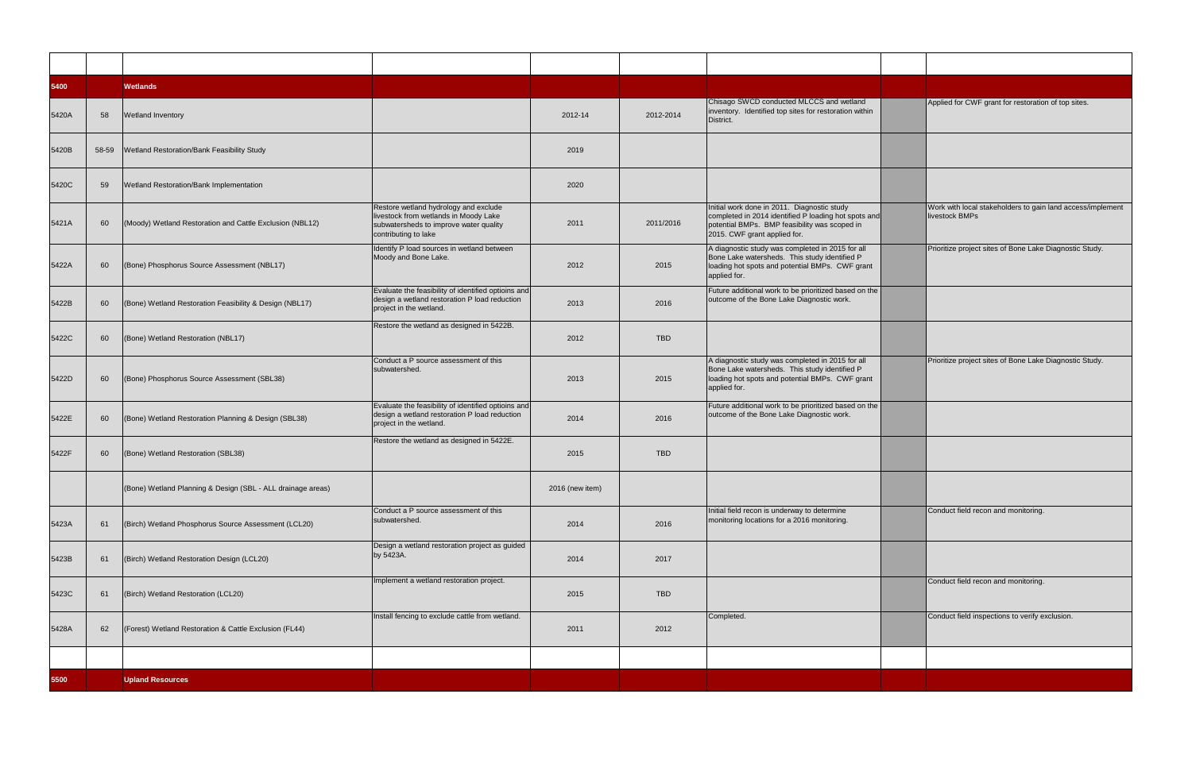| | | | | | | | | |
|---|---|---|---|---|---|---|---|---|
| **5400** | | **Wetlands** | | | | | | |
| 5420A | 58 | Wetland Inventory | | 2012-14 | 2012-2014 | Chisago SWCD conducted MLCCS and wetland inventory. Identified top sites for restoration within District. | | Applied for CWF grant for restoration of top sites. |
| 5420B | 58-59 | Wetland Restoration/Bank Feasibility Study | | 2019 | | | | |
| 5420C | 59 | Wetland Restoration/Bank Implementation | | 2020 | | | | |
| 5421A | 60 | (Moody) Wetland Restoration and Cattle Exclusion (NBL12) | Restore wetland hydrology and exclude livestock from wetlands in Moody Lake subwatersheds to improve water quality contributing to lake | 2011 | 2011/2016 | Initial work done in 2011. Diagnostic study completed in 2014 identified P loading hot spots and potential BMPs. BMP feasibility was scoped in 2015. CWF grant applied for. | | Work with local stakeholders to gain land access/implement livestock BMPs |
| 5422A | 60 | (Bone) Phosphorus Source Assessment (NBL17) | Identify P load sources in wetland between Moody and Bone Lake. | 2012 | 2015 | A diagnostic study was completed in 2015 for all Bone Lake watersheds. This study identified P loading hot spots and potential BMPs. CWF grant applied for. | | Prioritize project sites of Bone Lake Diagnostic Study. |
| 5422B | 60 | (Bone) Wetland Restoration Feasibility & Design (NBL17) | Evaluate the feasibility of identified optioins and design a wetland restoration P load reduction project in the wetland. | 2013 | 2016 | Future additional work to be prioritized based on the outcome of the Bone Lake Diagnostic work. | | |
| 5422C | 60 | (Bone) Wetland Restoration (NBL17) | Restore the wetland as designed in 5422B. | 2012 | TBD | | | |
| 5422D | 60 | (Bone) Phosphorus Source Assessment (SBL38) | Conduct a P source assessment of this subwatershed. | 2013 | 2015 | A diagnostic study was completed in 2015 for all Bone Lake watersheds. This study identified P loading hot spots and potential BMPs. CWF grant applied for. | | Prioritize project sites of Bone Lake Diagnostic Study. |
| 5422E | 60 | (Bone) Wetland Restoration Planning & Design (SBL38) | Evaluate the feasibility of identified optioins and design a wetland restoration P load reduction project in the wetland. | 2014 | 2016 | Future additional work to be prioritized based on the outcome of the Bone Lake Diagnostic work. | | |
| 5422F | 60 | (Bone) Wetland Restoration (SBL38) | Restore the wetland as designed in 5422E. | 2015 | TBD | | | |
| | | (Bone) Wetland Planning & Design (SBL - ALL drainage areas) | | 2016 (new item) | | | | |
| 5423A | 61 | (Birch) Wetland Phosphorus Source Assessment (LCL20) | Conduct a P source assessment of this subwatershed. | 2014 | 2016 | Initial field recon is underway to determine monitoring locations for a 2016 monitoring. | | Conduct field recon and monitoring. |
| 5423B | 61 | (Birch) Wetland Restoration Design (LCL20) | Design a wetland restoration project as guided by 5423A. | 2014 | 2017 | | | |
| 5423C | 61 | (Birch) Wetland Restoration (LCL20) | Implement a wetland restoration project. | 2015 | TBD | | | Conduct field recon and monitoring. |
| 5428A | 62 | (Forest) Wetland Restoration & Cattle Exclusion (FL44) | Install fencing to exclude cattle from wetland. | 2011 | 2012 | Completed. | | Conduct field inspections to verify exclusion. |
| | | | | | | | | |
| **5500** | | **Upland Resources** | | | | | | |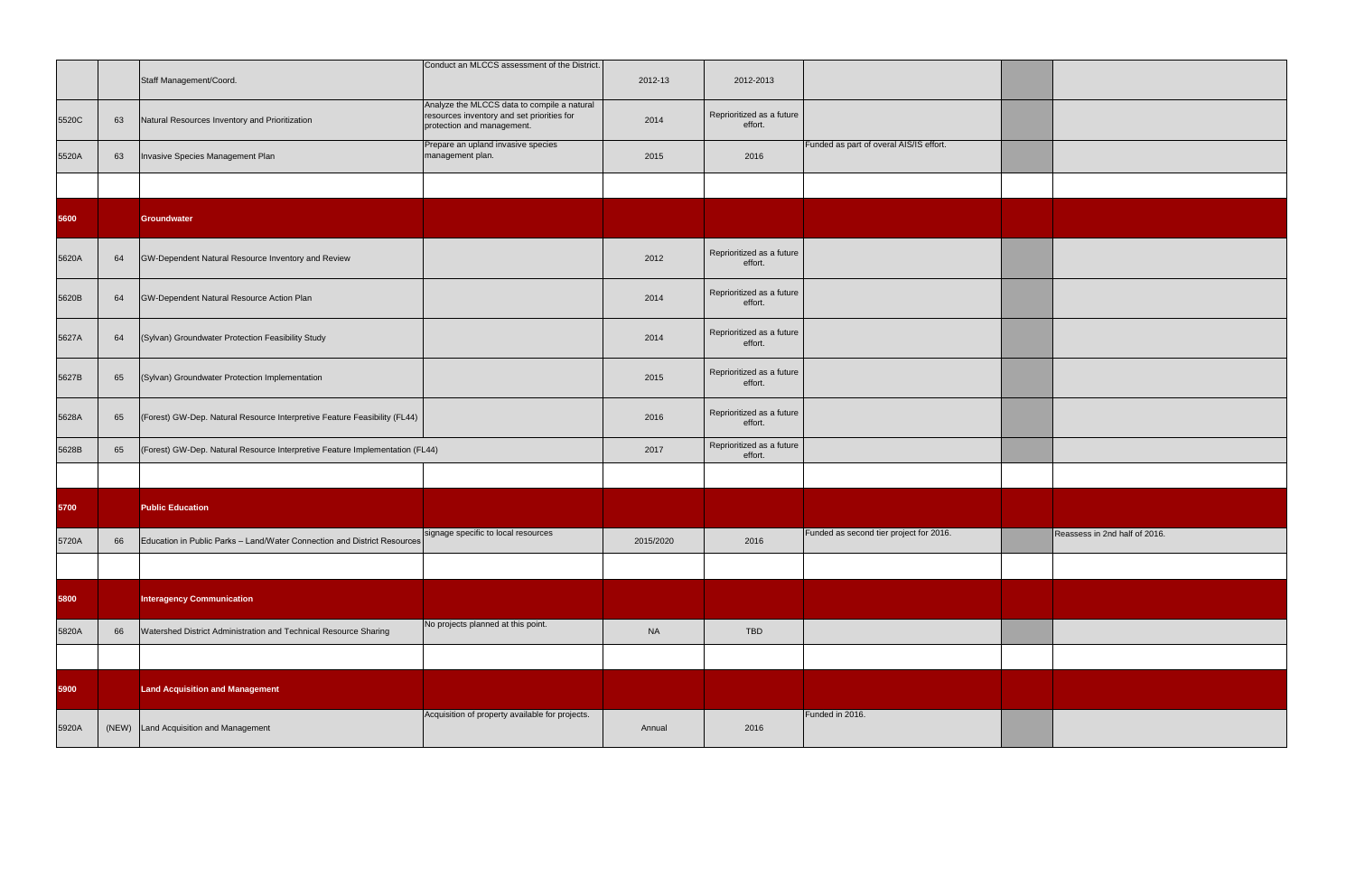| | | | | | | | | |
|---|---|---|---|---|---|---|---|---|
| | | Staff Management/Coord. | Conduct an MLCCS assessment of the District. | 2012-13 | 2012-2013 | | | |
| 5520C | 63 | Natural Resources Inventory and Prioritization | Analyze the MLCCS data to compile a natural resources inventory and set priorities for protection and management. | 2014 | Reprioritized as a future effort. | | | |
| 5520A | 63 | Invasive Species Management Plan | Prepare an upland invasive species management plan. | 2015 | 2016 | Funded as part of overal AIS/IS effort. | | |
| | | | | | | | | |
| **5600** | | **Groundwater** | | | | | | |
| 5620A | 64 | GW-Dependent Natural Resource Inventory and Review | | 2012 | Reprioritized as a future effort. | | | |
| 5620B | 64 | GW-Dependent Natural Resource Action Plan | | 2014 | Reprioritized as a future effort. | | | |
| 5627A | 64 | (Sylvan) Groundwater Protection Feasibility Study | | 2014 | Reprioritized as a future effort. | | | |
| 5627B | 65 | (Sylvan) Groundwater Protection Implementation | | 2015 | Reprioritized as a future effort. | | | |
| 5628A | 65 | (Forest) GW-Dep. Natural Resource Interpretive Feature Feasibility (FL44) | | 2016 | Reprioritized as a future effort. | | | |
| 5628B | 65 | (Forest) GW-Dep. Natural Resource Interpretive Feature Implementation (FL44) | | 2017 | Reprioritized as a future effort. | | | |
| | | | | | | | | |
| **5700** | | **Public Education** | | | | | | |
| 5720A | 66 | Education in Public Parks – Land/Water Connection and District Resources | signage specific to local resources | 2015/2020 | 2016 | Funded as second tier project for 2016. | | Reassess in 2nd half of 2016. |
| | | | | | | | | |
| **5800** | | **Interagency Communication** | | | | | | |
| 5820A | 66 | Watershed District Administration and Technical Resource Sharing | No projects planned at this point. | NA | TBD | | | |
| | | | | | | | | |
| **5900** | | **Land Acquisition and Management** | | | | | | |
| 5920A | (NEW) | Land Acquisition and Management | Acquisition of property available for projects. | Annual | 2016 | Funded in 2016. | | |